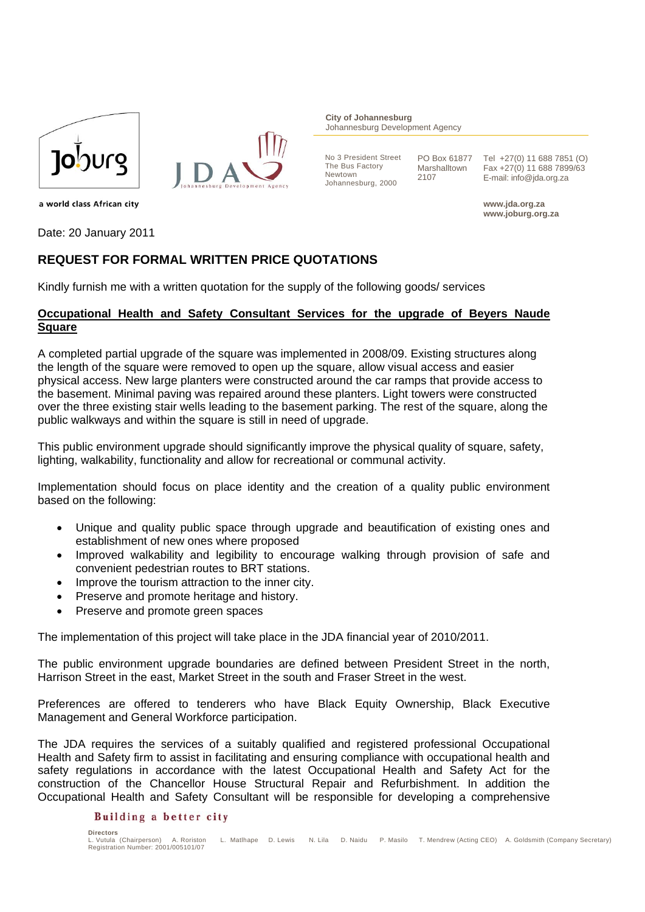City of Johannesburg
Johannesburg Development Agency

No 3 President Street
The Bus Factory
Newtown
Johannesburg, 2000

PO Box 61877
Marshalltown
2107

Tel +27(0) 11 688 7851 (O)
Fax +27(0) 11 688 7899/63
E-mail: info@jda.org.za

www.jda.org.za
www.joburg.org.za

a world class African city

Date: 20 January 2011

## REQUEST FOR FORMAL WRITTEN PRICE QUOTATIONS

Kindly furnish me with a written quotation for the supply of the following goods/ services

**Occupational Health and Safety Consultant Services for the upgrade of Beyers Naude Square**

A completed partial upgrade of the square was implemented in 2008/09. Existing structures along the length of the square were removed to open up the square, allow visual access and easier physical access. New large planters were constructed around the car ramps that provide access to the basement. Minimal paving was repaired around these planters. Light towers were constructed over the three existing stair wells leading to the basement parking. The rest of the square, along the public walkways and within the square is still in need of upgrade.

This public environment upgrade should significantly improve the physical quality of square, safety, lighting, walkability, functionality and allow for recreational or communal activity.

Implementation should focus on place identity and the creation of a quality public environment based on the following:

- Unique and quality public space through upgrade and beautification of existing ones and establishment of new ones where proposed
- Improved walkability and legibility to encourage walking through provision of safe and convenient pedestrian routes to BRT stations.
- Improve the tourism attraction to the inner city.
- Preserve and promote heritage and history.
- Preserve and promote green spaces

The implementation of this project will take place in the JDA financial year of 2010/2011.

The public environment upgrade boundaries are defined between President Street in the north, Harrison Street in the east, Market Street in the south and Fraser Street in the west.

Preferences are offered to tenderers who have Black Equity Ownership, Black Executive Management and General Workforce participation.

The JDA requires the services of a suitably qualified and registered professional Occupational Health and Safety firm to assist in facilitating and ensuring compliance with occupational health and safety regulations in accordance with the latest Occupational Health and Safety Act for the construction of the Chancellor House Structural Repair and Refurbishment. In addition the Occupational Health and Safety Consultant will be responsible for developing a comprehensive

Building a better city

Directors
L. Vutula (Chairperson) A. Roriston L. Matlhape D. Lewis N. Lila D. Naidu P. Masilo T. Mendrew (Acting CEO) A. Goldsmith (Company Secretary)
Registration Number: 2001/005101/07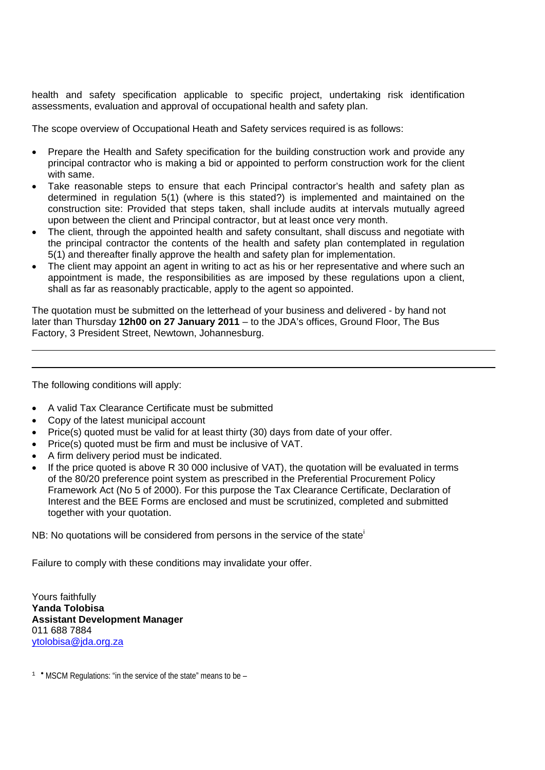health and safety specification applicable to specific project, undertaking risk identification assessments, evaluation and approval of occupational health and safety plan.

The scope overview of Occupational Heath and Safety services required is as follows:

- Prepare the Health and Safety specification for the building construction work and provide any principal contractor who is making a bid or appointed to perform construction work for the client with same.
- Take reasonable steps to ensure that each Principal contractor's health and safety plan as determined in regulation 5(1) (where is this stated?) is implemented and maintained on the construction site: Provided that steps taken, shall include audits at intervals mutually agreed upon between the client and Principal contractor, but at least once very month.
- The client, through the appointed health and safety consultant, shall discuss and negotiate with the principal contractor the contents of the health and safety plan contemplated in regulation 5(1) and thereafter finally approve the health and safety plan for implementation.
- The client may appoint an agent in writing to act as his or her representative and where such an appointment is made, the responsibilities as are imposed by these regulations upon a client, shall as far as reasonably practicable, apply to the agent so appointed.

The quotation must be submitted on the letterhead of your business and delivered - by hand not later than Thursday **12h00 on 27 January 2011** – to the JDA's offices, Ground Floor, The Bus Factory, 3 President Street, Newtown, Johannesburg.

---

The following conditions will apply:

- A valid Tax Clearance Certificate must be submitted
- Copy of the latest municipal account
- Price(s) quoted must be valid for at least thirty (30) days from date of your offer.
- Price(s) quoted must be firm and must be inclusive of VAT.
- A firm delivery period must be indicated.
- If the price quoted is above R 30 000 inclusive of VAT), the quotation will be evaluated in terms of the 80/20 preference point system as prescribed in the Preferential Procurement Policy Framework Act (No 5 of 2000). For this purpose the Tax Clearance Certificate, Declaration of Interest and the BEE Forms are enclosed and must be scrutinized, completed and submitted together with your quotation.

NB: No quotations will be considered from persons in the service of the state[i]

Failure to comply with these conditions may invalidate your offer.

Yours faithfully
**Yanda Tolobisa**
**Assistant Development Manager**
011 688 7884
ytolobisa@jda.org.za

[1] • MSCM Regulations: "in the service of the state" means to be –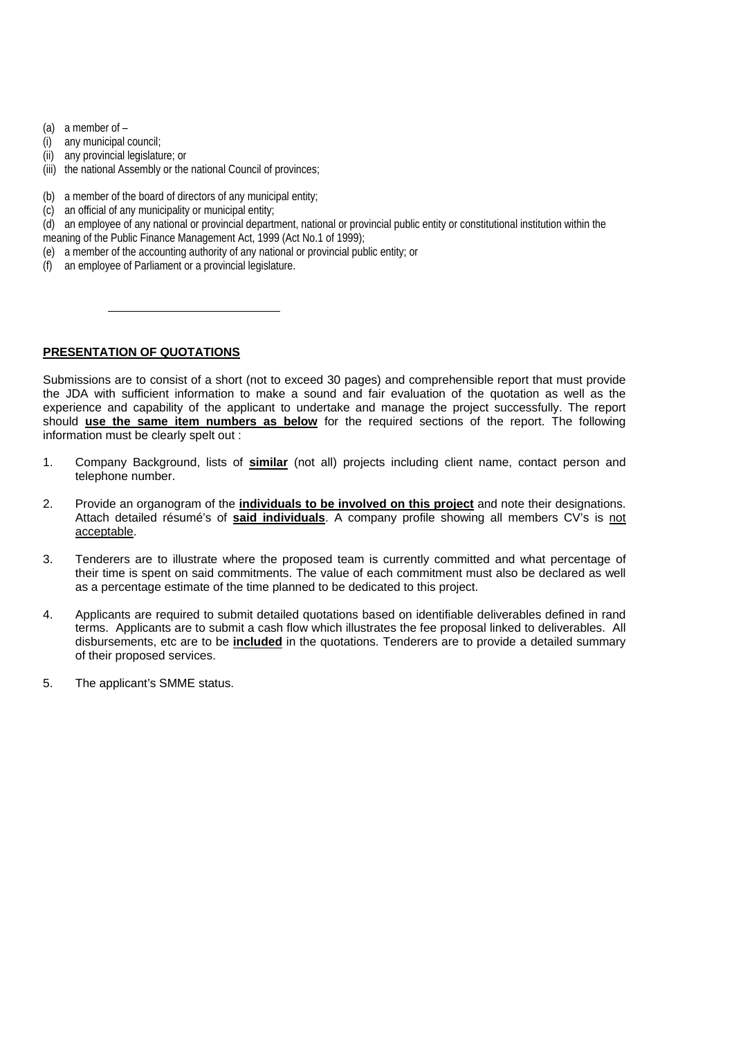(a) a member of –
(i) any municipal council;
(ii) any provincial legislature; or
(iii) the national Assembly or the national Council of provinces;

(b) a member of the board of directors of any municipal entity;
(c) an official of any municipality or municipal entity;
(d) an employee of any national or provincial department, national or provincial public entity or constitutional institution within the meaning of the Public Finance Management Act, 1999 (Act No.1 of 1999);
(e) a member of the accounting authority of any national or provincial public entity; or
(f) an employee of Parliament or a provincial legislature.

---

**PRESENTATION OF QUOTATIONS**

Submissions are to consist of a short (not to exceed 30 pages) and comprehensible report that must provide the JDA with sufficient information to make a sound and fair evaluation of the quotation as well as the experience and capability of the applicant to undertake and manage the project successfully. The report should **use the same item numbers as below** for the required sections of the report. The following information must be clearly spelt out :

1. Company Background, lists of **similar** (not all) projects including client name, contact person and telephone number.

2. Provide an organogram of the **individuals to be involved on this project** and note their designations. Attach detailed résumé's of **said individuals**. A company profile showing all members CV's is not acceptable.

3. Tenderers are to illustrate where the proposed team is currently committed and what percentage of their time is spent on said commitments. The value of each commitment must also be declared as well as a percentage estimate of the time planned to be dedicated to this project.

4. Applicants are required to submit detailed quotations based on identifiable deliverables defined in rand terms. Applicants are to submit a cash flow which illustrates the fee proposal linked to deliverables. All disbursements, etc are to be **included** in the quotations. Tenderers are to provide a detailed summary of their proposed services.

5. The applicant's SMME status.